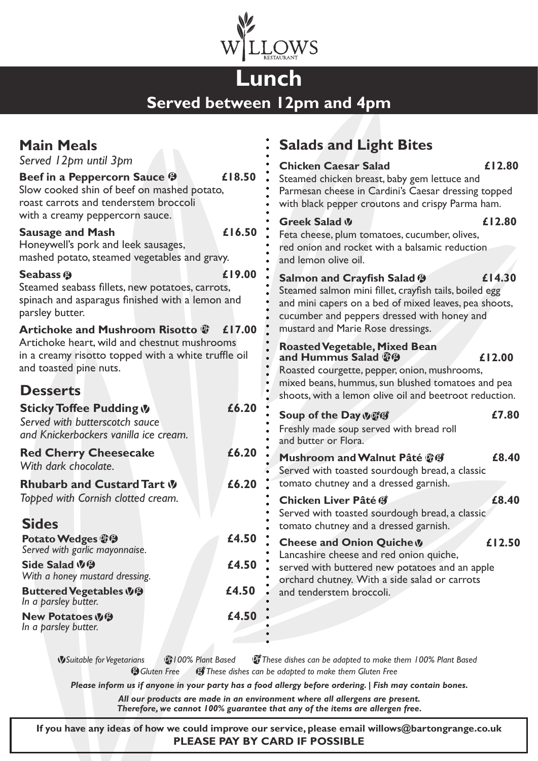# WILLOWS RESTAURANT

# Lunch

## Served between 12pm and 4pm

## Main Meals

*Served 12pm until 3pm*

**Beef in a Peppercorn Sauce** GF — **£18.50**
Slow cooked shin of beef on mashed potato, roast carrots and tenderstem broccoli with a creamy peppercorn sauce.

**Sausage and Mash** — **£16.50**
Honeywell's pork and leek sausages, mashed potato, steamed vegetables and gravy.

**Seabass** GF — **£19.00**
Steamed seabass fillets, new potatoes, carrots, spinach and asparagus finished with a lemon and parsley butter.

**Artichoke and Mushroom Risotto** PB — **£17.00**
Artichoke heart, wild and chestnut mushrooms in a creamy risotto topped with a white truffle oil and toasted pine nuts.

## Desserts

**Sticky Toffee Pudding** V — **£6.20**
*Served with butterscotch sauce and Knickerbockers vanilla ice cream.*

**Red Cherry Cheesecake** — **£6.20**
*With dark chocolate.*

**Rhubarb and Custard Tart** V — **£6.20**
*Topped with Cornish clotted cream.*

## Sides

**Potato Wedges** PB GF — **£4.50**
*Served with garlic mayonnaise.*

**Side Salad** V GF — **£4.50**
*With a honey mustard dressing.*

**Buttered Vegetables** V GF — **£4.50**
*In a parsley butter.*

**New Potatoes** V GF — **£4.50**
*In a parsley butter.*

## Salads and Light Bites

**Chicken Caesar Salad** — **£12.80**
Steamed chicken breast, baby gem lettuce and Parmesan cheese in Cardini's Caesar dressing topped with black pepper croutons and crispy Parma ham.

**Greek Salad** V — **£12.80**
Feta cheese, plum tomatoes, cucumber, olives, red onion and rocket with a balsamic reduction and lemon olive oil.

**Salmon and Crayfish Salad** GF — **£14.30**
Steamed salmon mini fillet, crayfish tails, boiled egg and mini capers on a bed of mixed leaves, pea shoots, cucumber and peppers dressed with honey and mustard and Marie Rose dressings.

**Roasted Vegetable, Mixed Bean and Hummus Salad** PB GF — **£12.00**
Roasted courgette, pepper, onion, mushrooms, mixed beans, hummus, sun blushed tomatoes and pea shoots, with a lemon olive oil and beetroot reduction.

**Soup of the Day** V PB* GF* — **£7.80**
Freshly made soup served with bread roll and butter or Flora.

**Mushroom and Walnut Pâté** PB GF* — **£8.40**
Served with toasted sourdough bread, a classic tomato chutney and a dressed garnish.

**Chicken Liver Pâté** GF* — **£8.40**
Served with toasted sourdough bread, a classic tomato chutney and a dressed garnish.

**Cheese and Onion Quiche** V — **£12.50**
Lancashire cheese and red onion quiche, served with buttered new potatoes and an apple orchard chutney. With a side salad or carrots and tenderstem broccoli.

---

*V Suitable for Vegetarians — PB 100% Plant Based — PB* These dishes can be adapted to make them 100% Plant Based*
*GF Gluten Free — GF* These dishes can be adapted to make them Gluten Free*

***Please inform us if anyone in your party has a food allergy before ordering. | Fish may contain bones.***

***All our products are made in an environment where all allergens are present. Therefore, we cannot 100% guarantee that any of the items are allergen free.***

**If you have any ideas of how we could improve our service, please email willows@bartongrange.co.uk**
**PLEASE PAY BY CARD IF POSSIBLE**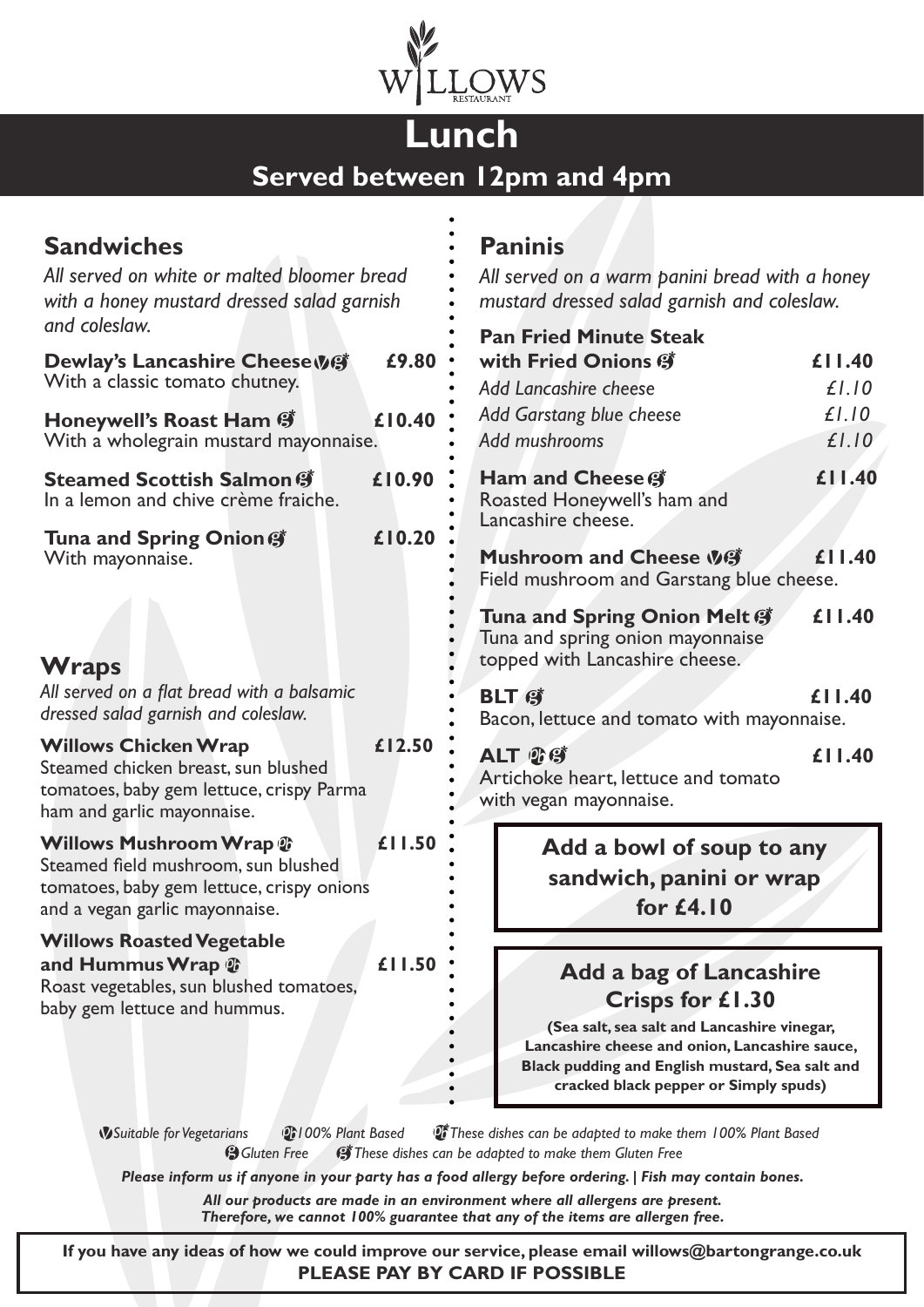# WILLOWS

RESTAURANT

# Lunch

## Served between 12pm and 4pm

## Sandwiches

*All served on white or malted bloomer bread with a honey mustard dressed salad garnish and coleslaw.*

**Dewlay's Lancashire Cheese** V G* — **£9.80**
With a classic tomato chutney.

**Honeywell's Roast Ham** G* — **£10.40**
With a wholegrain mustard mayonnaise.

**Steamed Scottish Salmon** G* — **£10.90**
In a lemon and chive crème fraiche.

**Tuna and Spring Onion** G* — **£10.20**
With mayonnaise.

## Wraps

*All served on a flat bread with a balsamic dressed salad garnish and coleslaw.*

**Willows Chicken Wrap** — **£12.50**
Steamed chicken breast, sun blushed tomatoes, baby gem lettuce, crispy Parma ham and garlic mayonnaise.

**Willows Mushroom Wrap** PB — **£11.50**
Steamed field mushroom, sun blushed tomatoes, baby gem lettuce, crispy onions and a vegan garlic mayonnaise.

**Willows Roasted Vegetable and Hummus Wrap** PB — **£11.50**
Roast vegetables, sun blushed tomatoes, baby gem lettuce and hummus.

## Paninis

*All served on a warm panini bread with a honey mustard dressed salad garnish and coleslaw.*

**Pan Fried Minute Steak with Fried Onions** G* — **£11.40**
*Add Lancashire cheese* — *£1.10*
*Add Garstang blue cheese* — *£1.10*
*Add mushrooms* — *£1.10*

**Ham and Cheese** G* — **£11.40**
Roasted Honeywell's ham and Lancashire cheese.

**Mushroom and Cheese** V G* — **£11.40**
Field mushroom and Garstang blue cheese.

**Tuna and Spring Onion Melt** G* — **£11.40**
Tuna and spring onion mayonnaise topped with Lancashire cheese.

**BLT** G* — **£11.40**
Bacon, lettuce and tomato with mayonnaise.

**ALT** PB G* — **£11.40**
Artichoke heart, lettuce and tomato with vegan mayonnaise.

**Add a bowl of soup to any sandwich, panini or wrap for £4.10**

**Add a bag of Lancashire Crisps for £1.30**

**(Sea salt, sea salt and Lancashire vinegar, Lancashire cheese and onion, Lancashire sauce, Black pudding and English mustard, Sea salt and cracked black pepper or Simply spuds)**

*V Suitable for Vegetarians   PB 100% Plant Based   PB* These dishes can be adapted to make them 100% Plant Based*
*G Gluten Free   G* These dishes can be adapted to make them Gluten Free*

***Please inform us if anyone in your party has a food allergy before ordering. | Fish may contain bones.***

***All our products are made in an environment where all allergens are present. Therefore, we cannot 100% guarantee that any of the items are allergen free.***

**If you have any ideas of how we could improve our service, please email willows@bartongrange.co.uk**
**PLEASE PAY BY CARD IF POSSIBLE**